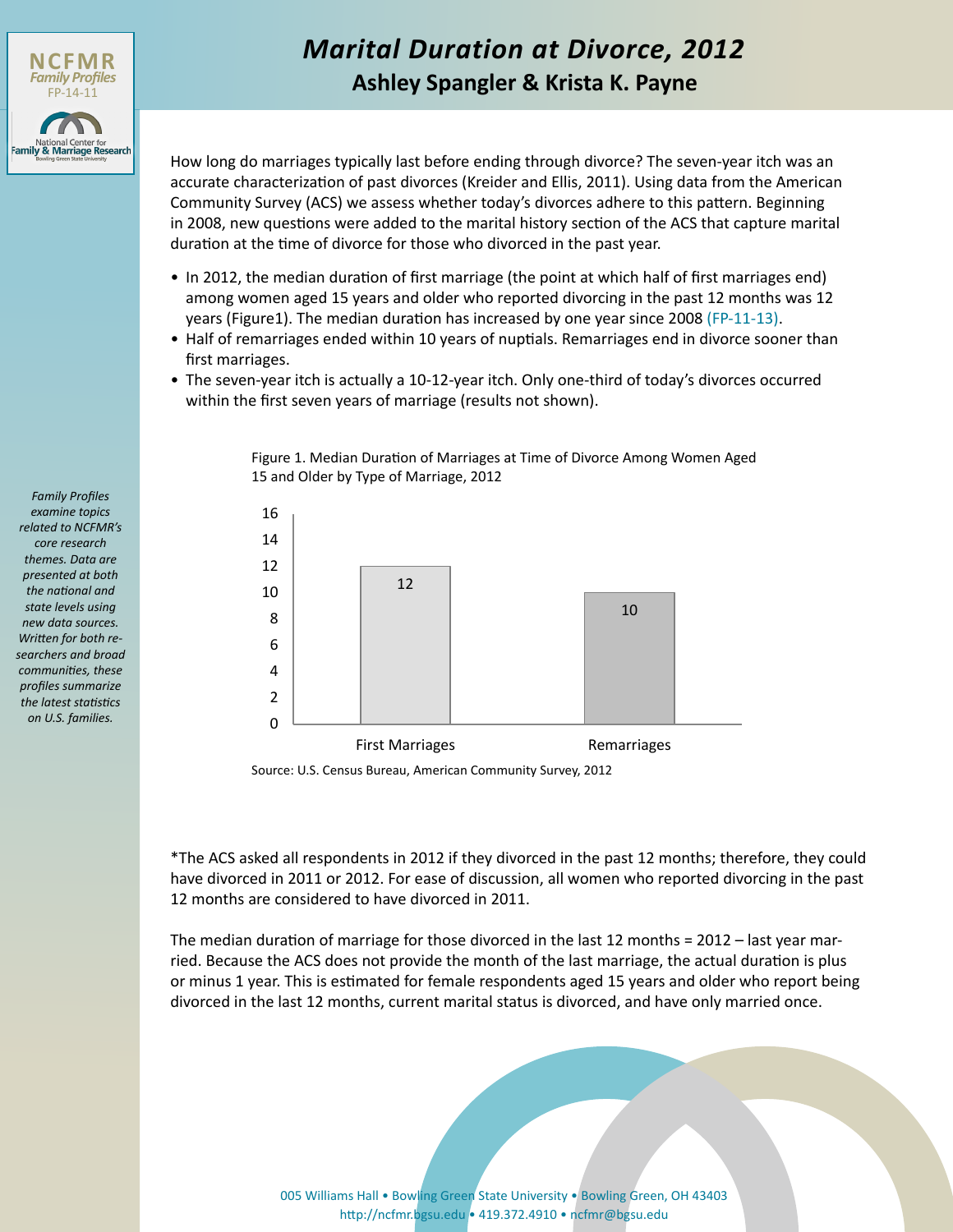# Marital Duration at Divorce, 2012

## Ashley Spangler & Krista K. Payne

NCFMR Family Profiles FP-14-11

*Family Profiles examine topics related to NCFMR's core research themes. Data are presented at both the national and state levels using new data sources. Written for both researchers and broad communities, these profiles summarize the latest statistics on U.S. families.*

How long do marriages typically last before ending through divorce? The seven-year itch was an accurate characterization of past divorces (Kreider and Ellis, 2011). Using data from the American Community Survey (ACS) we assess whether today's divorces adhere to this pattern. Beginning in 2008, new questions were added to the marital history section of the ACS that capture marital duration at the time of divorce for those who divorced in the past year.

- In 2012, the median duration of first marriage (the point at which half of first marriages end) among women aged 15 years and older who reported divorcing in the past 12 months was 12 years (Figure1). The median duration has increased by one year since 2008 (FP-11-13).
- Half of remarriages ended within 10 years of nuptials. Remarriages end in divorce sooner than first marriages.
- The seven-year itch is actually a 10-12-year itch. Only one-third of today's divorces occurred within the first seven years of marriage (results not shown).

Figure 1. Median Duration of Marriages at Time of Divorce Among Women Aged 15 and Older by Type of Marriage, 2012

| Type of Marriage | Median Duration (years) |
|---|---|
| First Marriages | 12 |
| Remarriages | 10 |

Source: U.S. Census Bureau, American Community Survey, 2012

*The ACS asked all respondents in 2012 if they divorced in the past 12 months; therefore, they could have divorced in 2011 or 2012. For ease of discussion, all women who reported divorcing in the past 12 months are considered to have divorced in 2011.

The median duration of marriage for those divorced in the last 12 months = 2012 – last year married. Because the ACS does not provide the month of the last marriage, the actual duration is plus or minus 1 year. This is estimated for female respondents aged 15 years and older who report being divorced in the last 12 months, current marital status is divorced, and have only married once.

005 Williams Hall • Bowling Green State University • Bowling Green, OH 43403
http://ncfmr.bgsu.edu • 419.372.4910 • ncfmr@bgsu.edu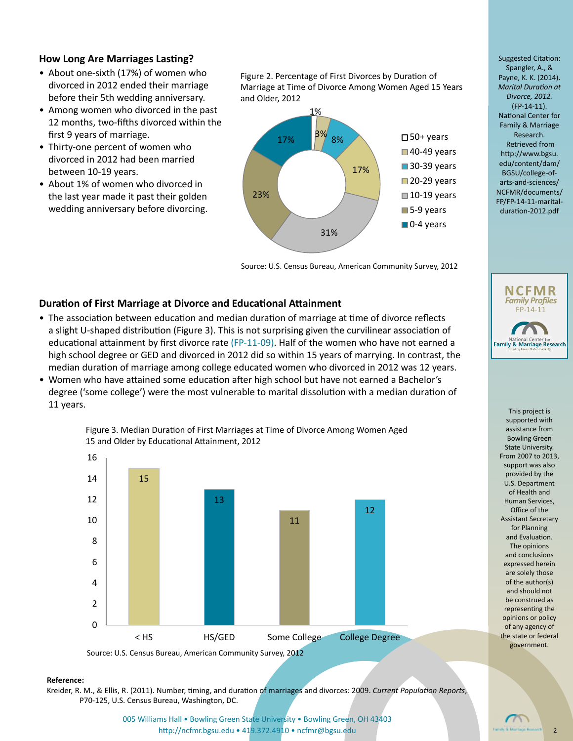## How Long Are Marriages Lasting?

- About one-sixth (17%) of women who divorced in 2012 ended their marriage before their 5th wedding anniversary.
- Among women who divorced in the past 12 months, two-fifths divorced within the first 9 years of marriage.
- Thirty-one percent of women who divorced in 2012 had been married between 10-19 years.
- About 1% of women who divorced in the last year made it past their golden wedding anniversary before divorcing.

Figure 2. Percentage of First Divorces by Duration of Marriage at Time of Divorce Among Women Aged 15 Years and Older, 2012

1%
3%
8%
17%
31%
23%
17%

50+ years
40-49 years
30-39 years
20-29 years
10-19 years
5-9 years
0-4 years

Source: U.S. Census Bureau, American Community Survey, 2012

Suggested Citation: Spangler, A., & Payne, K. K. (2014). *Marital Duration at Divorce, 2012.* (FP-14-11). National Center for Family & Marriage Research. Retrieved from http://www.bgsu.edu/content/dam/BGSU/college-of-arts-and-sciences/NCFMR/documents/FP/FP-14-11-marital-duration-2012.pdf

## Duration of First Marriage at Divorce and Educational Attainment

- The association between education and median duration of marriage at time of divorce reflects a slight U-shaped distribution (Figure 3). This is not surprising given the curvilinear association of educational attainment by first divorce rate (FP-11-09). Half of the women who have not earned a high school degree or GED and divorced in 2012 did so within 15 years of marrying. In contrast, the median duration of marriage among college educated women who divorced in 2012 was 12 years.
- Women who have attained some education after high school but have not earned a Bachelor's degree ('some college') were the most vulnerable to marital dissolution with a median duration of 11 years.

Figure 3. Median Duration of First Marriages at Time of Divorce Among Women Aged 15 and Older by Educational Attainment, 2012

0
2
4
6
8
10
12
14
16

15
13
11
12

< HS
HS/GED
Some College
College Degree

Source: U.S. Census Bureau, American Community Survey, 2012

This project is supported with assistance from Bowling Green State University. From 2007 to 2013, support was also provided by the U.S. Department of Health and Human Services, Office of the Assistant Secretary for Planning and Evaluation. The opinions and conclusions expressed herein are solely those of the author(s) and should not be construed as representing the opinions or policy of any agency of the state or federal government.

**Reference:**

Kreider, R. M., & Ellis, R. (2011). Number, timing, and duration of marriages and divorces: 2009. *Current Population Reports*, P70-125, U.S. Census Bureau, Washington, DC.

005 Williams Hall • Bowling Green State University • Bowling Green, OH 43403
http://ncfmr.bgsu.edu • 419.372.4910 • ncfmr@bgsu.edu